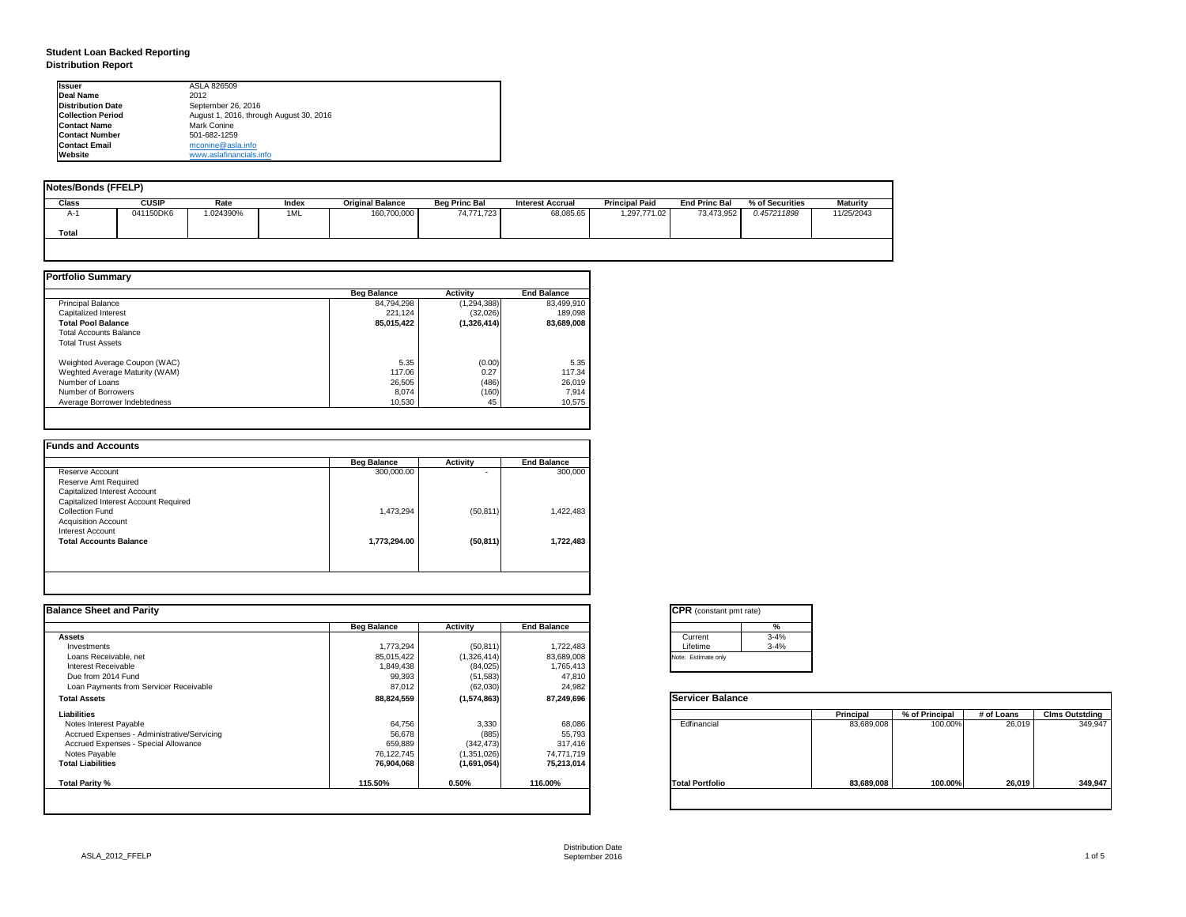# Student Loan Backed Reporting
## Distribution Report

| | |
|---|---|
| **Issuer** | ASLA 826509 |
| **Deal Name** | 2012 |
| **Distribution Date** | September 26, 2016 |
| **Collection Period** | August 1, 2016, through August 30, 2016 |
| **Contact Name** | Mark Conine |
| **Contact Number** | 501-682-1259 |
| **Contact Email** | mconine@asla.info |
| **Website** | www.aslafinancials.info |

**Notes/Bonds (FFELP)**

| Class | CUSIP | Rate | Index | Original Balance | Beg Princ Bal | Interest Accrual | Principal Paid | End Princ Bal | % of Securities | Maturity |
|---|---|---|---|---|---|---|---|---|---|---|
| A-1 | 041150DK6 | 1.024390% | 1ML | 160,700,000 | 74,771,723 | 68,085.65 | 1,297,771.02 | 73,473,952 | *0.457211898* | 11/25/2043 |
| **Total** | | | | | | | | | | |

**Portfolio Summary**

| | Beg Balance | Activity | End Balance |
|---|---|---|---|
| Principal Balance | 84,794,298 | (1,294,388) | 83,499,910 |
| Capitalized Interest | 221,124 | (32,026) | 189,098 |
| **Total Pool Balance** | **85,015,422** | **(1,326,414)** | **83,689,008** |
| Total Accounts Balance | | | |
| Total Trust Assets | | | |
| Weighted Average Coupon (WAC) | 5.35 | (0.00) | 5.35 |
| Weghted Average Maturity (WAM) | 117.06 | 0.27 | 117.34 |
| Number of Loans | 26,505 | (486) | 26,019 |
| Number of Borrowers | 8,074 | (160) | 7,914 |
| Average Borrower Indebtedness | 10,530 | 45 | 10,575 |

**Funds and Accounts**

| | Beg Balance | Activity | End Balance |
|---|---|---|---|
| Reserve Account | 300,000.00 | - | 300,000 |
| Reserve Amt Required | | | |
| Capitalized Interest Account | | | |
| Capitalized Interest Account Required | | | |
| Collection Fund | 1,473,294 | (50,811) | 1,422,483 |
| Acquisition Account | | | |
| Interest Account | | | |
| **Total Accounts Balance** | **1,773,294.00** | **(50,811)** | **1,722,483** |

**Balance Sheet and Parity**

| | Beg Balance | Activity | End Balance |
|---|---|---|---|
| **Assets** | | | |
| Investments | 1,773,294 | (50,811) | 1,722,483 |
| Loans Receivable, net | 85,015,422 | (1,326,414) | 83,689,008 |
| Interest Receivable | 1,849,438 | (84,025) | 1,765,413 |
| Due from 2014 Fund | 99,393 | (51,583) | 47,810 |
| Loan Payments from Servicer Receivable | 87,012 | (62,030) | 24,982 |
| **Total Assets** | **88,824,559** | **(1,574,863)** | **87,249,696** |
| **Liabilities** | | | |
| Notes Interest Payable | 64,756 | 3,330 | 68,086 |
| Accrued Expenses - Administrative/Servicing | 56,678 | (885) | 55,793 |
| Accrued Expenses - Special Allowance | 659,889 | (342,473) | 317,416 |
| Notes Payable | 76,122,745 | (1,351,026) | 74,771,719 |
| **Total Liabilities** | **76,904,068** | **(1,691,054)** | **75,213,014** |
| **Total Parity %** | **115.50%** | **0.50%** | **116.00%** |

**CPR** (constant pmt rate)

| | % |
|---|---|
| Current | 3-4% |
| Lifetime | 3-4% |

Note: Estimate only

**Servicer Balance**

| | Principal | % of Principal | # of Loans | Clms Outstding |
|---|---|---|---|---|
| Edfinancial | 83,689,008 | 100.00% | 26,019 | 349,947 |
| **Total Portfolio** | **83,689,008** | **100.00%** | **26,019** | **349,947** |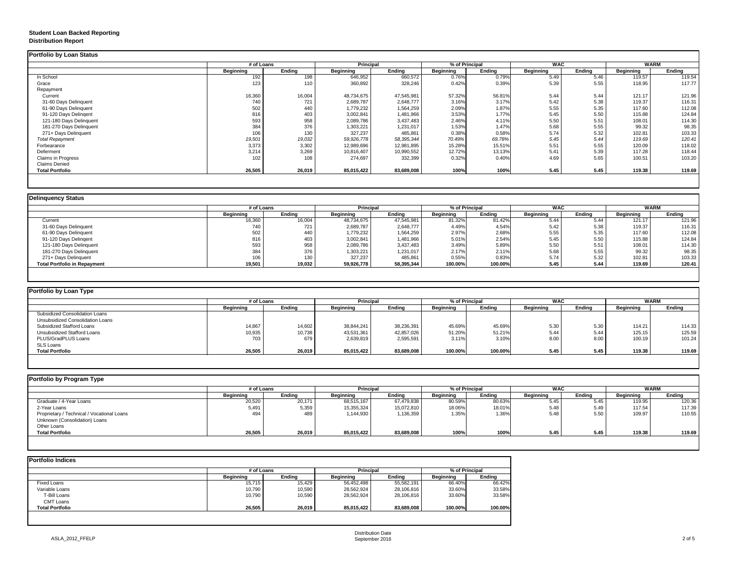**Student Loan Backed Reporting**
**Distribution Report**

**Portfolio by Loan Status**

| | # of Loans | | Principal | | % of Principal | | WAC | | WARM | |
|---|---|---|---|---|---|---|---|---|---|---|
| | Beginning | Ending | Beginning | Ending | Beginning | Ending | Beginning | Ending | Beginning | Ending |
| In School | 192 | 198 | 646,952 | 660,572 | 0.76% | 0.79% | 5.49 | 5.46 | 119.57 | 119.54 |
| Grace | 123 | 110 | 360,892 | 328,246 | 0.42% | 0.39% | 5.39 | 5.55 | 118.95 | 117.77 |
| Repayment | | | | | | | | | | |
| Current | 16,360 | 16,004 | 48,734,675 | 47,545,981 | 57.32% | 56.81% | 5.44 | 5.44 | 121.17 | 121.96 |
| 31-60 Days Delinquent | 740 | 721 | 2,689,787 | 2,648,777 | 3.16% | 3.17% | 5.42 | 5.38 | 119.37 | 116.31 |
| 61-90 Days Delinquent | 502 | 440 | 1,779,232 | 1,564,259 | 2.09% | 1.87% | 5.55 | 5.35 | 117.60 | 112.08 |
| 91-120 Days Delingent | 816 | 403 | 3,002,841 | 1,481,966 | 3.53% | 1.77% | 5.45 | 5.50 | 115.88 | 124.84 |
| 121-180 Days Delinquent | 593 | 958 | 2,089,786 | 3,437,483 | 2.46% | 4.11% | 5.50 | 5.51 | 108.01 | 114.30 |
| 181-270 Days Delinquent | 384 | 376 | 1,303,221 | 1,231,017 | 1.53% | 1.47% | 5.68 | 5.55 | 99.32 | 98.35 |
| 271+ Days Delinquent | 106 | 130 | 327,237 | 485,861 | 0.38% | 0.58% | 5.74 | 5.32 | 102.81 | 103.33 |
| *Total Repayment* | *19,501* | *19,032* | *59,926,778* | *58,395,344* | *70.49%* | *69.78%* | *5.45* | *5.44* | *119.69* | *120.41* |
| Forbearance | 3,373 | 3,302 | 12,989,696 | 12,981,895 | 15.28% | 15.51% | 5.51 | 5.55 | 120.09 | 118.02 |
| Deferment | 3,214 | 3,269 | 10,816,407 | 10,990,552 | 12.72% | 13.13% | 5.41 | 5.39 | 117.28 | 118.44 |
| Claims in Progress | 102 | 108 | 274,697 | 332,399 | 0.32% | 0.40% | 4.69 | 5.65 | 100.51 | 103.20 |
| Claims Denied | | | | | | | | | | |
| **Total Portfolio** | **26,505** | **26,019** | **85,015,422** | **83,689,008** | **100%** | **100%** | **5.45** | **5.45** | **119.38** | **119.69** |

**Delinquency Status**

| | # of Loans | | Principal | | % of Principal | | WAC | | WARM | |
|---|---|---|---|---|---|---|---|---|---|---|
| | Beginning | Ending | Beginning | Ending | Beginning | Ending | Beginning | Ending | Beginning | Ending |
| Current | 16,360 | 16,004 | 48,734,675 | 47,545,981 | 81.32% | 81.42% | 5.44 | 5.44 | 121.17 | 121.96 |
| 31-60 Days Delinquent | 740 | 721 | 2,689,787 | 2,648,777 | 4.49% | 4.54% | 5.42 | 5.38 | 119.37 | 116.31 |
| 61-90 Days Delinquent | 502 | 440 | 1,779,232 | 1,564,259 | 2.97% | 2.68% | 5.55 | 5.35 | 117.60 | 112.08 |
| 91-120 Days Delingent | 816 | 403 | 3,002,841 | 1,481,966 | 5.01% | 2.54% | 5.45 | 5.50 | 115.88 | 124.84 |
| 121-180 Days Delinquent | 593 | 958 | 2,089,786 | 3,437,483 | 3.49% | 5.89% | 5.50 | 5.51 | 108.01 | 114.30 |
| 181-270 Days Delinquent | 384 | 376 | 1,303,221 | 1,231,017 | 2.17% | 2.11% | 5.68 | 5.55 | 99.32 | 98.35 |
| 271+ Days Delinquent | 106 | 130 | 327,237 | 485,861 | 0.55% | 0.83% | 5.74 | 5.32 | 102.81 | 103.33 |
| **Total Portfolio in Repayment** | **19,501** | **19,032** | **59,926,778** | **58,395,344** | **100.00%** | **100.00%** | **5.45** | **5.44** | **119.69** | **120.41** |

**Portfolio by Loan Type**

| | # of Loans | | Principal | | % of Principal | | WAC | | WARM | |
|---|---|---|---|---|---|---|---|---|---|---|
| | Beginning | Ending | Beginning | Ending | Beginning | Ending | Beginning | Ending | Beginning | Ending |
| Subsidized Consolidation Loans | | | | | | | | | | |
| Unsubsidized Consolidation Loans | | | | | | | | | | |
| Subsidized Stafford Loans | 14,867 | 14,602 | 38,844,241 | 38,236,391 | 45.69% | 45.69% | 5.30 | 5.30 | 114.21 | 114.33 |
| Unsubsidized Stafford Loans | 10,935 | 10,738 | 43,531,361 | 42,857,026 | 51.20% | 51.21% | 5.44 | 5.44 | 125.15 | 125.59 |
| PLUS/GradPLUS Loans | 703 | 679 | 2,639,819 | 2,595,591 | 3.11% | 3.10% | 8.00 | 8.00 | 100.19 | 101.24 |
| SLS Loans | | | | | | | | | | |
| **Total Portfolio** | **26,505** | **26,019** | **85,015,422** | **83,689,008** | **100.00%** | **100.00%** | **5.45** | **5.45** | **119.38** | **119.69** |

**Portfolio by Program Type**

| | # of Loans | | Principal | | % of Principal | | WAC | | WARM | |
|---|---|---|---|---|---|---|---|---|---|---|
| | Beginning | Ending | Beginning | Ending | Beginning | Ending | Beginning | Ending | Beginning | Ending |
| Graduate / 4-Year Loans | 20,520 | 20,171 | 68,515,167 | 67,479,838 | 80.59% | 80.63% | 5.45 | 5.45 | 119.95 | 120.36 |
| 2-Year Loans | 5,491 | 5,359 | 15,355,324 | 15,072,810 | 18.06% | 18.01% | 5.48 | 5.49 | 117.54 | 117.39 |
| Proprietary / Technical / Vocational Loans | 494 | 489 | 1,144,930 | 1,136,359 | 1.35% | 1.36% | 5.48 | 5.50 | 109.97 | 110.55 |
| Unknown (Consolidation) Loans | | | | | | | | | | |
| Other Loans | | | | | | | | | | |
| **Total Portfolio** | **26,505** | **26,019** | **85,015,422** | **83,689,008** | **100%** | **100%** | **5.45** | **5.45** | **119.38** | **119.69** |

**Portfolio Indices**

| | # of Loans | | Principal | | % of Principal | |
|---|---|---|---|---|---|---|
| | Beginning | Ending | Beginning | Ending | Beginning | Ending |
| Fixed Loans | 15,715 | 15,429 | 56,452,498 | 55,582,191 | 66.40% | 66.42% |
| Variable Loans | 10,790 | 10,590 | 28,562,924 | 28,106,816 | 33.60% | 33.58% |
| T-Bill Loans | 10,790 | 10,590 | 28,562,924 | 28,106,816 | 33.60% | 33.58% |
| CMT Loans | | | | | | |
| **Total Portfolio** | **26,505** | **26,019** | **85,015,422** | **83,689,008** | **100.00%** | **100.00%** |

ASLA_2012_FFELP

Distribution Date
September 2016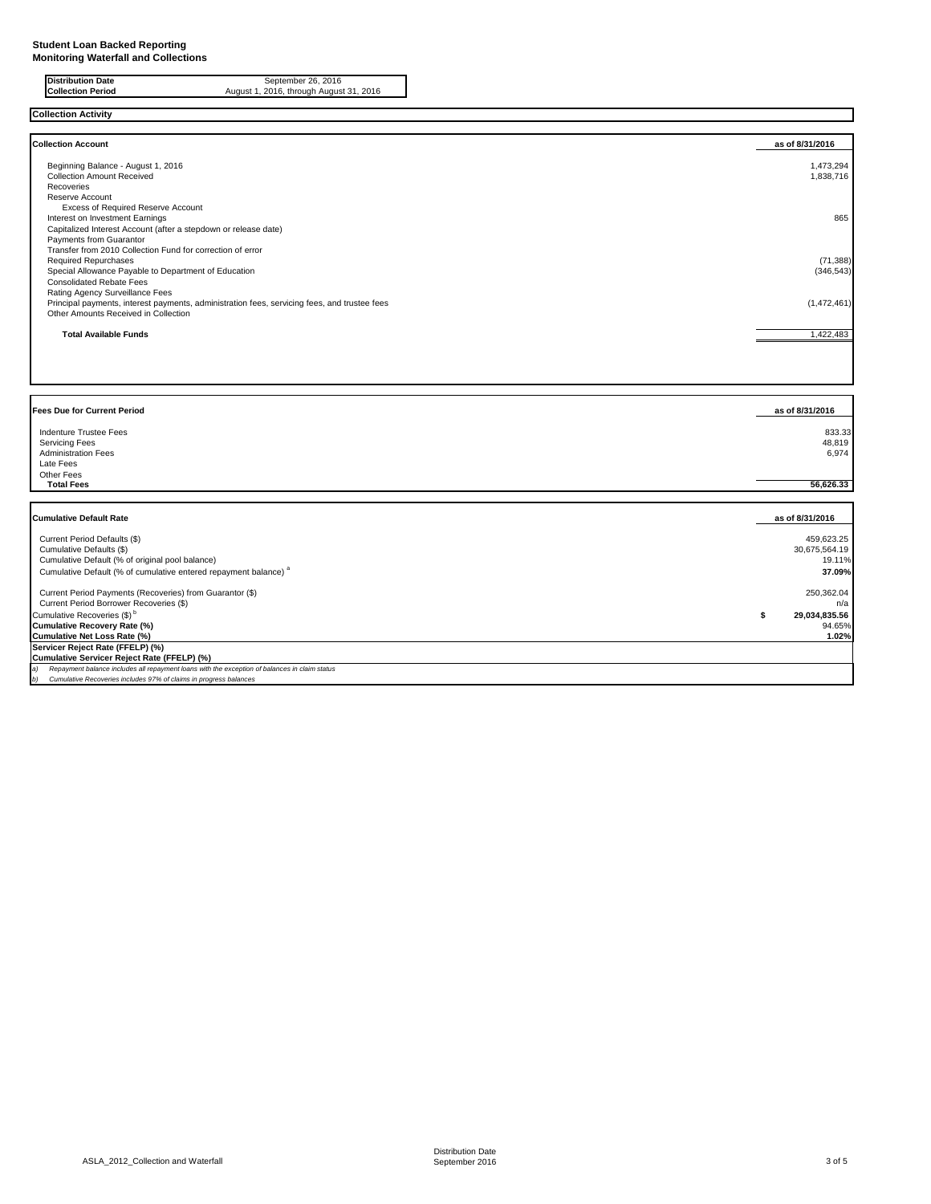**Student Loan Backed Reporting**
**Monitoring Waterfall and Collections**

| | |
|---|---|
| **Distribution Date** | September 26, 2016 |
| **Collection Period** | August 1, 2016, through August 31, 2016 |

## Collection Activity

| **Collection Account** | **as of 8/31/2016** |
|---|---|
| Beginning Balance - August 1, 2016 | 1,473,294 |
| Collection Amount Received | 1,838,716 |
| Recoveries | |
| Reserve Account | |
| Excess of Required Reserve Account | |
| Interest on Investment Earnings | 865 |
| Capitalized Interest Account (after a stepdown or release date) | |
| Payments from Guarantor | |
| Transfer from 2010 Collection Fund for correction of error | |
| Required Repurchases | (71,388) |
| Special Allowance Payable to Department of Education | (346,543) |
| Consolidated Rebate Fees | |
| Rating Agency Surveillance Fees | |
| Principal payments, interest payments, administration fees, servicing fees, and trustee fees | (1,472,461) |
| Other Amounts Received in Collection | |
| **Total Available Funds** | 1,422,483 |

| **Fees Due for Current Period** | **as of 8/31/2016** |
|---|---|
| Indenture Trustee Fees | 833.33 |
| Servicing Fees | 48,819 |
| Administration Fees | 6,974 |
| Late Fees | |
| Other Fees | |
| **Total Fees** | **56,626.33** |

| **Cumulative Default Rate** | **as of 8/31/2016** |
|---|---|
| Current Period Defaults ($) | 459,623.25 |
| Cumulative Defaults ($) | 30,675,564.19 |
| Cumulative Default (% of original pool balance) | 19.11% |
| Cumulative Default (% of cumulative entered repayment balance) [a] | **37.09%** |
| Current Period Payments (Recoveries) from Guarantor ($) | 250,362.04 |
| Current Period Borrower Recoveries ($) | n/a |
| Cumulative Recoveries ($) [b] | **$ 29,034,835.56** |
| **Cumulative Recovery Rate (%)** | 94.65% |
| **Cumulative Net Loss Rate (%)** | **1.02%** |
| **Servicer Reject Rate (FFELP) (%)** | |
| **Cumulative Servicer Reject Rate (FFELP) (%)** | |

*a) Repayment balance includes all repayment loans with the exception of balances in claim status*

*b) Cumulative Recoveries includes 97% of claims in progress balances*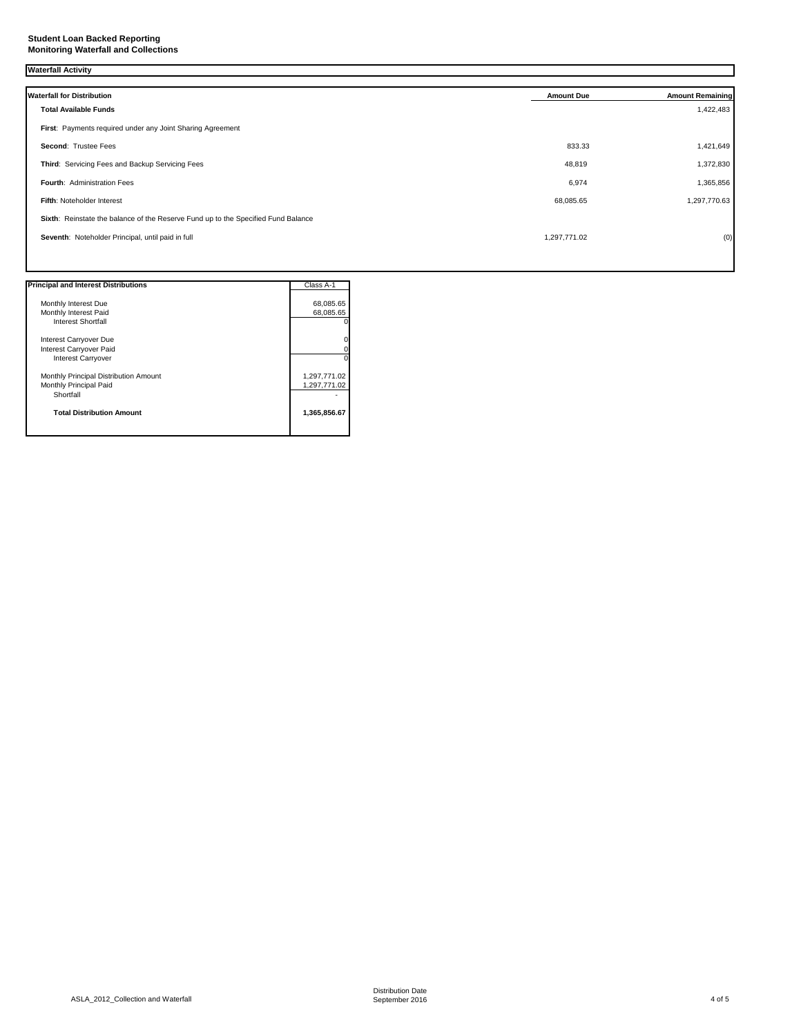**Student Loan Backed Reporting**
**Monitoring Waterfall and Collections**

**Waterfall Activity**

| **Waterfall for Distribution** | **Amount Due** | **Amount Remaining** |
|---|---|---|
| **Total Available Funds** | | 1,422,483 |
| **First**: Payments required under any Joint Sharing Agreement | | |
| **Second**: Trustee Fees | 833.33 | 1,421,649 |
| **Third**: Servicing Fees and Backup Servicing Fees | 48,819 | 1,372,830 |
| **Fourth**: Administration Fees | 6,974 | 1,365,856 |
| **Fifth**: Noteholder Interest | 68,085.65 | 1,297,770.63 |
| **Sixth**: Reinstate the balance of the Reserve Fund up to the Specified Fund Balance | | |
| **Seventh**: Noteholder Principal, until paid in full | 1,297,771.02 | (0) |

| **Principal and Interest Distributions** | Class A-1 |
|---|---|
| Monthly Interest Due | 68,085.65 |
| Monthly Interest Paid | 68,085.65 |
| Interest Shortfall | 0 |
| Interest Carryover Due | 0 |
| Interest Carryover Paid | 0 |
| Interest Carryover | 0 |
| Monthly Principal Distribution Amount | 1,297,771.02 |
| Monthly Principal Paid | 1,297,771.02 |
| Shortfall | - |
| **Total Distribution Amount** | **1,365,856.67** |

ASLA_2012_Collection and Waterfall

Distribution Date
September 2016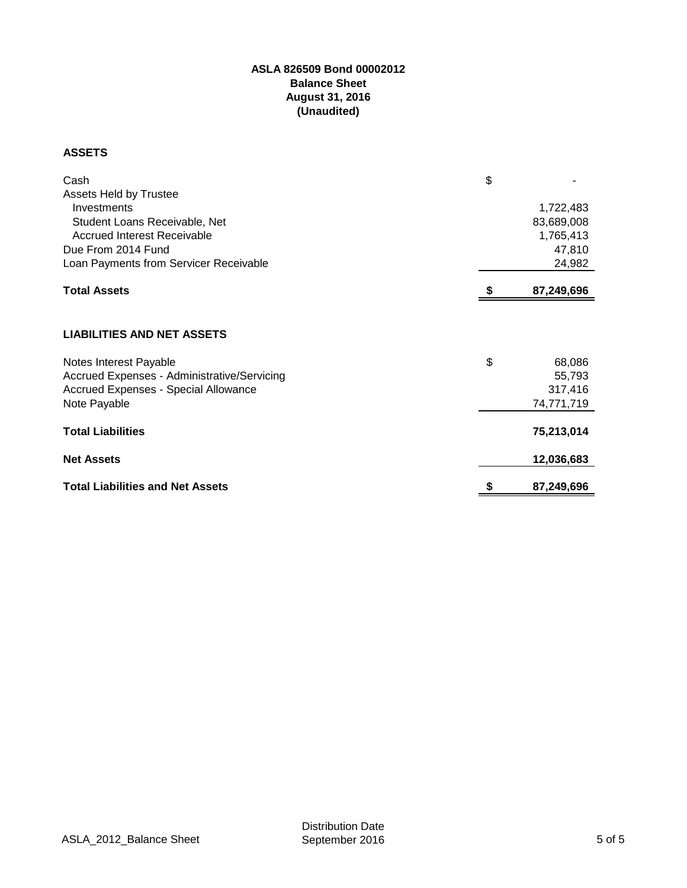**ASLA 826509 Bond 00002012**
**Balance Sheet**
**August 31, 2016**
**(Unaudited)**

**ASSETS**

| | | |
|---|---|---|
| Cash | $ | - |
| Assets Held by Trustee | | |
| Investments | | 1,722,483 |
| Student Loans Receivable, Net | | 83,689,008 |
| Accrued Interest Receivable | | 1,765,413 |
| Due From 2014 Fund | | 47,810 |
| Loan Payments from Servicer Receivable | | 24,982 |
| **Total Assets** | **$** | **87,249,696** |

**LIABILITIES AND NET ASSETS**

| | | |
|---|---|---|
| Notes Interest Payable | $ | 68,086 |
| Accrued Expenses - Administrative/Servicing | | 55,793 |
| Accrued Expenses - Special Allowance | | 317,416 |
| Note Payable | | 74,771,719 |
| **Total Liabilities** | | **75,213,014** |
| **Net Assets** | | **12,036,683** |
| **Total Liabilities and Net Assets** | **$** | **87,249,696** |

ASLA_2012_Balance Sheet

Distribution Date
September 2016